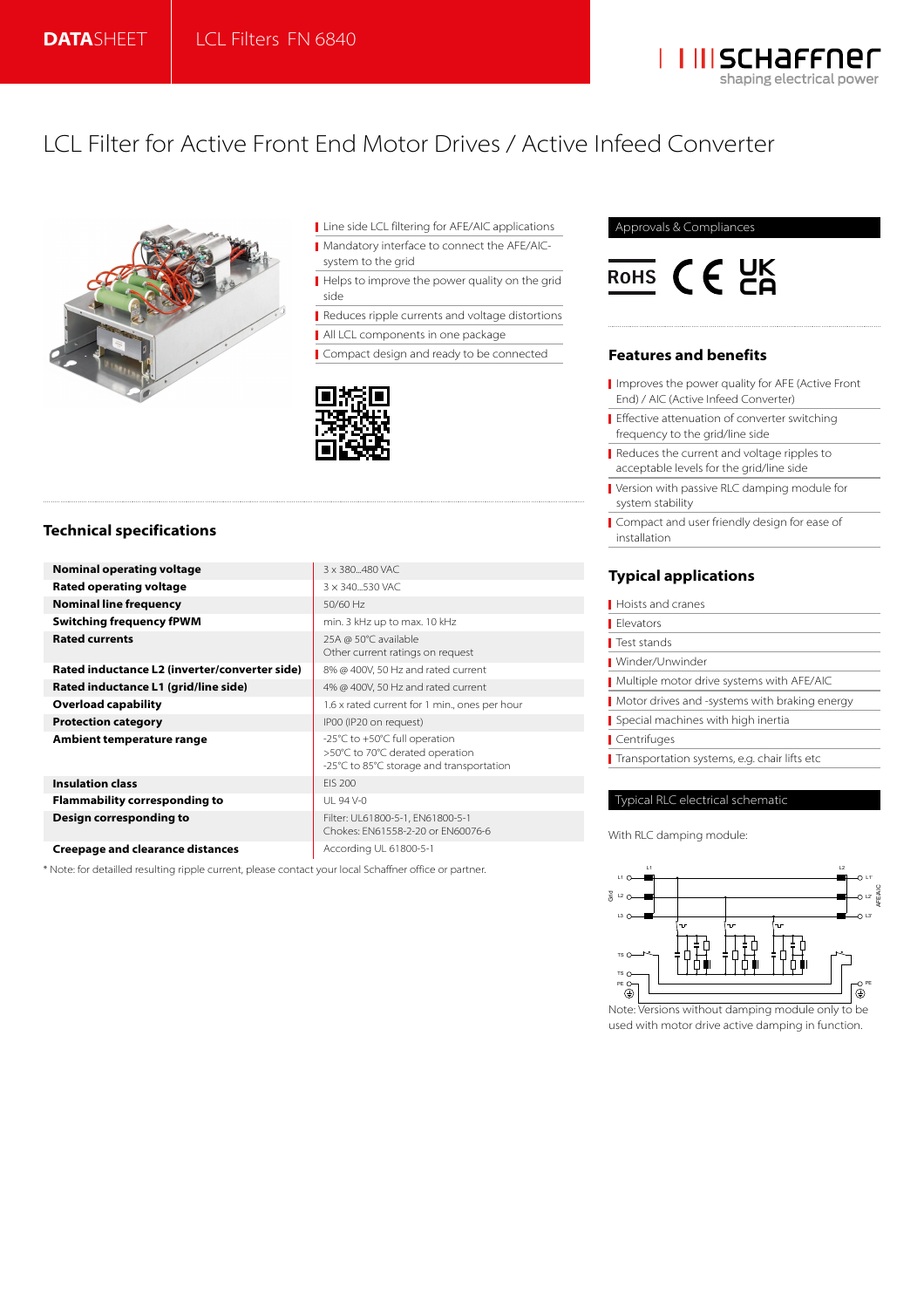**DATA**SHEET | LCL Filters FN 6840

# LCL Filter for Active Front End Motor Drives / Active Infeed Converter

- Line side LCL filtering for AFE/AIC applications
- Mandatory interface to connect the AFE/AIC-system to the grid
- Helps to improve the power quality on the grid side
- Reduces ripple currents and voltage distortions
- All LCL components in one package
- Compact design and ready to be connected

## Approvals & Compliances

RoHS, CE, UK CA

## Features and benefits

- Improves the power quality for AFE (Active Front End) / AIC (Active Infeed Converter)
- Effective attenuation of converter switching frequency to the grid/line side
- Reduces the current and voltage ripples to acceptable levels for the grid/line side
- Version with passive RLC damping module for system stability
- Compact and user friendly design for ease of installation

## Technical specifications

| | |
|---|---|
| **Nominal operating voltage** | 3 x 380...480 VAC |
| **Rated operating voltage** | 3 x 340...530 VAC |
| **Nominal line frequency** | 50/60 Hz |
| **Switching frequency fPWM** | min. 3 kHz up to max. 10 kHz |
| **Rated currents** | 25A @ 50°C available<br>Other current ratings on request |
| **Rated inductance L2 (inverter/converter side)** | 8% @ 400V, 50 Hz and rated current |
| **Rated inductance L1 (grid/line side)** | 4% @ 400V, 50 Hz and rated current |
| **Overload capability** | 1.6 x rated current for 1 min., ones per hour |
| **Protection category** | IP00 (IP20 on request) |
| **Ambient temperature range** | -25°C to +50°C full operation<br>>50°C to 70°C derated operation<br>-25°C to 85°C storage and transportation |
| **Insulation class** | EIS 200 |
| **Flammability corresponding to** | UL 94 V-0 |
| **Design corresponding to** | Filter: UL61800-5-1, EN61800-5-1<br>Chokes: EN61558-2-20 or EN60076-6 |
| **Creepage and clearance distances** | According UL 61800-5-1 |

\* Note: for detailled resulting ripple current, please contact your local Schaffner office or partner.

## Typical applications

- Hoists and cranes
- Elevators
- Test stands
- Winder/Unwinder
- Multiple motor drive systems with AFE/AIC
- Motor drives and -systems with braking energy
- Special machines with high inertia
- Centrifuges
- Transportation systems, e.g. chair lifts etc

## Typical RLC electrical schematic

With RLC damping module:

Note: Versions without damping module only to be used with motor drive active damping in function.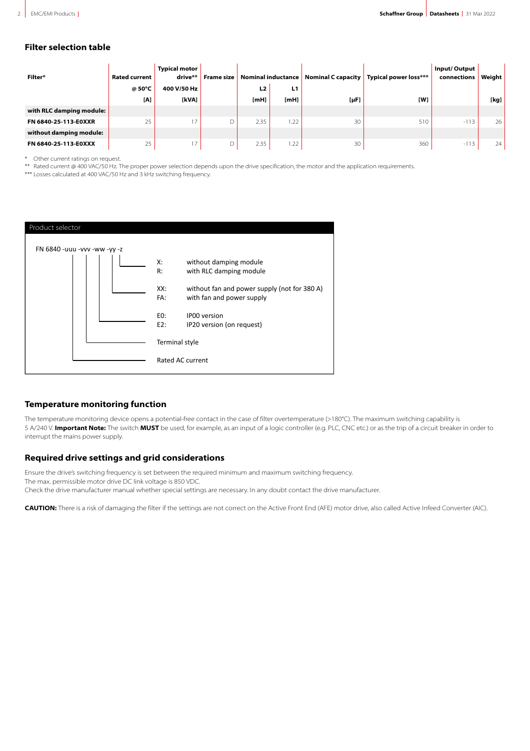## Filter selection table

| Filter* | Rated current | Typical motor drive** | Frame size | Nominal inductance | | Nominal C capacity | Typical power loss*** | Input/ Output connections | Weight |
|---|---|---|---|---|---|---|---|---|---|
| | @ 50°C | 400 V/50 Hz | | L2 | L1 | | | | |
| | [A] | [kVA] | | [mH] | [mH] | [μF] | [W] | | [kg] |
| **with RLC damping module:** | | | | | | | | | |
| **FN 6840-25-113-E0XXR** | 25 | 17 | D | 2.35 | 1.22 | 30 | 510 | -113 | 26 |
| **without damping module:** | | | | | | | | | |
| **FN 6840-25-113-E0XXX** | 25 | 17 | D | 2.35 | 1.22 | 30 | 360 | -113 | 24 |

* Other current ratings on request.

** Rated current @ 400 VAC/50 Hz. The proper power selection depends upon the drive specification, the motor and the application requirements.

*** Losses calculated at 400 VAC/50 Hz and 3 kHz switching frequency.

**Product selector**

FN 6840 -uuu -vvv -ww -yy -z

- z:
  - X: without damping module
  - R: with RLC damping module
- yy:
  - XX: without fan and power supply (not for 380 A)
  - FA: with fan and power supply
- ww:
  - E0: IP00 version
  - E2: IP20 version (on request)
- vvv: Terminal style
- uuu: Rated AC current

## Temperature monitoring function

The temperature monitoring device opens a potential-free contact in the case of filter overtemperature (>180°C). The maximum switching capability is 5 A/240 V. **Important Note:** The switch **MUST** be used, for example, as an input of a logic controller (e.g. PLC, CNC etc.) or as the trip of a circuit breaker in order to interrupt the mains power supply.

## Required drive settings and grid considerations

Ensure the drive's switching frequency is set between the required minimum and maximum switching frequency.
The max. permissible motor drive DC link voltage is 850 VDC.
Check the drive manufacturer manual whether special settings are necessary. In any doubt contact the drive manufacturer.

**CAUTION:** There is a risk of damaging the filter if the settings are not correct on the Active Front End (AFE) motor drive, also called Active Infeed Converter (AIC).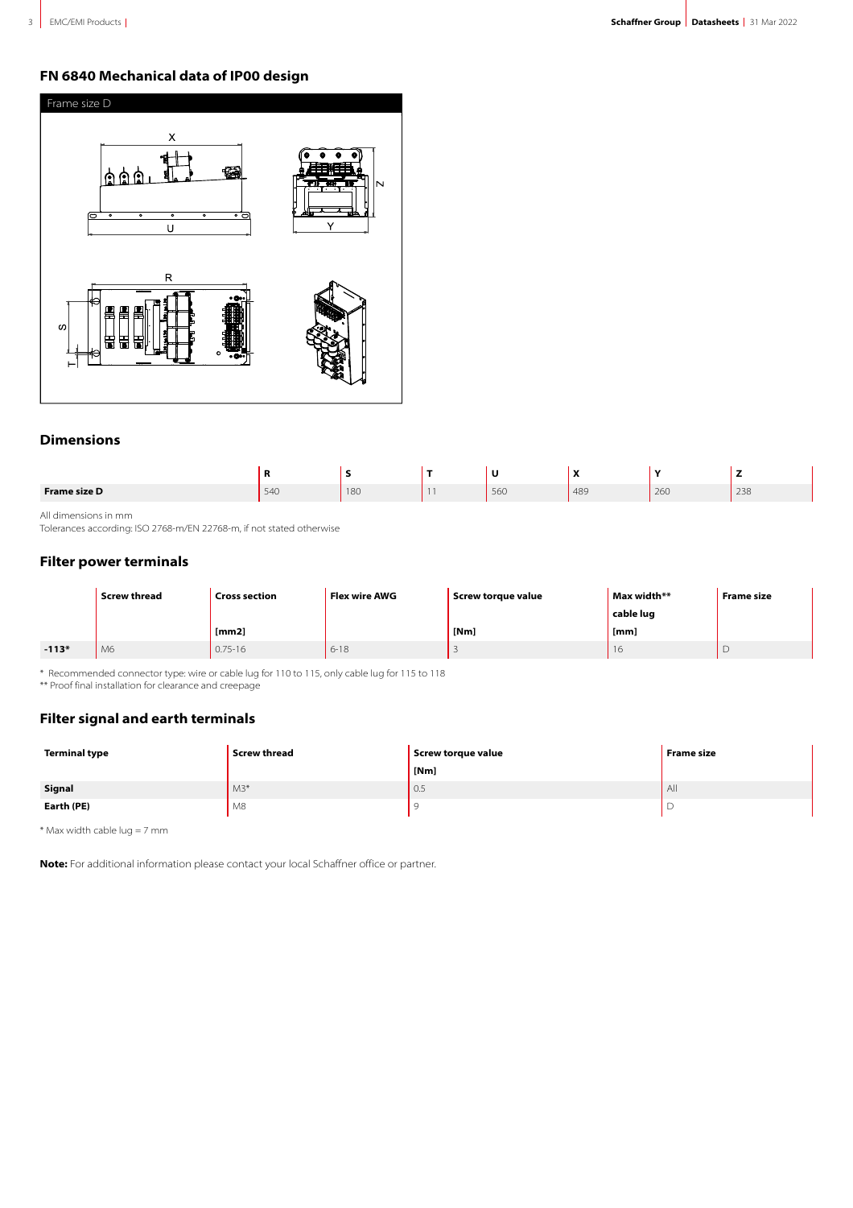## FN 6840 Mechanical data of IP00 design

Frame size D

## Dimensions

| | R | S | T | U | X | Y | Z |
|---|---|---|---|---|---|---|---|
| **Frame size D** | 540 | 180 | 11 | 560 | 489 | 260 | 238 |

All dimensions in mm

Tolerances according: ISO 2768-m/EN 22768-m, if not stated otherwise

## Filter power terminals

| | Screw thread | Cross section [mm2] | Flex wire AWG | Screw torque value [Nm] | Max width** cable lug [mm] | Frame size |
|---|---|---|---|---|---|---|
| **-113*** | M6 | 0.75-16 | 6-18 | 3 | 16 | D |

* Recommended connector type: wire or cable lug for 110 to 115, only cable lug for 115 to 118

** Proof final installation for clearance and creepage

## Filter signal and earth terminals

| Terminal type | Screw thread | Screw torque value [Nm] | Frame size |
|---|---|---|---|
| **Signal** | M3* | 0.5 | All |
| **Earth (PE)** | M8 | 9 | D |

* Max width cable lug = 7 mm

**Note:** For additional information please contact your local Schaffner office or partner.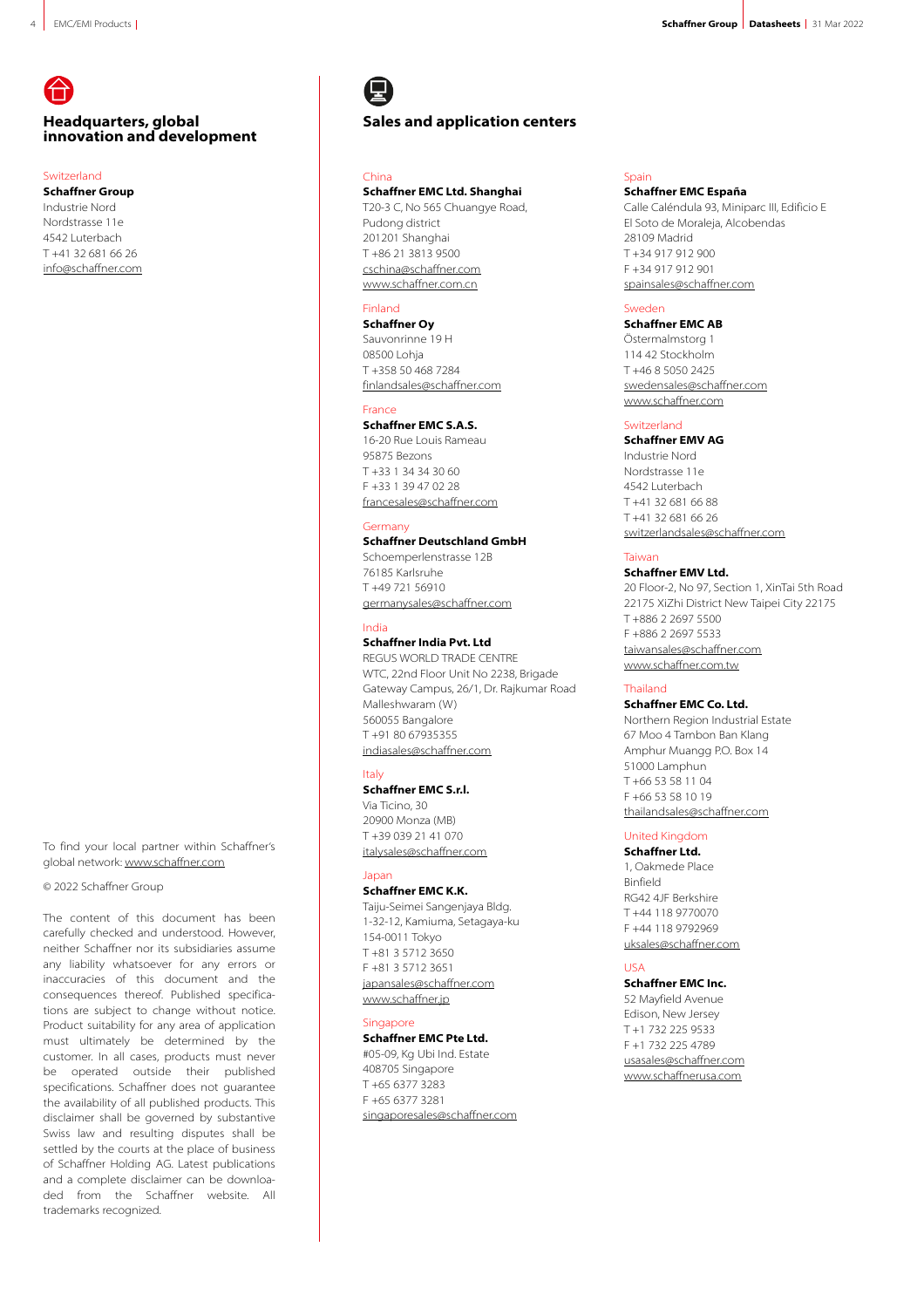## Headquarters, global innovation and development

Switzerland
**Schaffner Group**
Industrie Nord
Nordstrasse 11e
4542 Luterbach
T +41 32 681 66 26
info@schaffner.com

To find your local partner within Schaffner's global network: www.schaffner.com

© 2022 Schaffner Group

The content of this document has been carefully checked and understood. However, neither Schaffner nor its subsidiaries assume any liability whatsoever for any errors or inaccuracies of this document and the consequences thereof. Published specifications are subject to change without notice. Product suitability for any area of application must ultimately be determined by the customer. In all cases, products must never be operated outside their published specifications. Schaffner does not guarantee the availability of all published products. This disclaimer shall be governed by substantive Swiss law and resulting disputes shall be settled by the courts at the place of business of Schaffner Holding AG. Latest publications and a complete disclaimer can be downloaded from the Schaffner website. All trademarks recognized.

## Sales and application centers

China
**Schaffner EMC Ltd. Shanghai**
T20-3 C, No 565 Chuangye Road,
Pudong district
201201 Shanghai
T +86 21 3813 9500
cschina@schaffner.com
www.schaffner.com.cn

Finland
**Schaffner Oy**
Sauvonrinne 19 H
08500 Lohja
T +358 50 468 7284
finlandsales@schaffner.com

France
**Schaffner EMC S.A.S.**
16-20 Rue Louis Rameau
95875 Bezons
T +33 1 34 34 30 60
F +33 1 39 47 02 28
francesales@schaffner.com

Germany
**Schaffner Deutschland GmbH**
Schoemperlenstrasse 12B
76185 Karlsruhe
T +49 721 56910
germanysales@schaffner.com

India
**Schaffner India Pvt. Ltd**
REGUS WORLD TRADE CENTRE
WTC, 22nd Floor Unit No 2238, Brigade Gateway Campus, 26/1, Dr. Rajkumar Road
Malleshwaram (W)
560055 Bangalore
T +91 80 67935355
indiasales@schaffner.com

Italy
**Schaffner EMC S.r.l.**
Via Ticino, 30
20900 Monza (MB)
T +39 039 21 41 070
italysales@schaffner.com

Japan
**Schaffner EMC K.K.**
Taiju-Seimei Sangenjaya Bldg.
1-32-12, Kamiuma, Setagaya-ku
154-0011 Tokyo
T +81 3 5712 3650
F +81 3 5712 3651
japansales@schaffner.com
www.schaffner.jp

Singapore
**Schaffner EMC Pte Ltd.**
#05-09, Kg Ubi Ind. Estate
408705 Singapore
T +65 6377 3283
F +65 6377 3281
singaporesales@schaffner.com

Spain
**Schaffner EMC España**
Calle Caléndula 93, Miniparc III, Edificio E
El Soto de Moraleja, Alcobendas
28109 Madrid
T +34 917 912 900
F +34 917 912 901
spainsales@schaffner.com

Sweden
**Schaffner EMC AB**
Östermalmstorg 1
114 42 Stockholm
T +46 8 5050 2425
swedensales@schaffner.com
www.schaffner.com

Switzerland
**Schaffner EMV AG**
Industrie Nord
Nordstrasse 11e
4542 Luterbach
T +41 32 681 66 88
T +41 32 681 66 26
switzerlandsales@schaffner.com

Taiwan
**Schaffner EMV Ltd.**
20 Floor-2, No 97, Section 1, XinTai 5th Road
22175 XiZhi District New Taipei City 22175
T +886 2 2697 5500
F +886 2 2697 5533
taiwansales@schaffner.com
www.schaffner.com.tw

Thailand
**Schaffner EMC Co. Ltd.**
Northern Region Industrial Estate
67 Moo 4 Tambon Ban Klang
Amphur Muangg P.O. Box 14
51000 Lamphun
T +66 53 58 11 04
F +66 53 58 10 19
thailandsales@schaffner.com

United Kingdom
**Schaffner Ltd.**
1, Oakmede Place
Binfield
RG42 4JF Berkshire
T +44 118 9770070
F +44 118 9792969
uksales@schaffner.com

USA
**Schaffner EMC Inc.**
52 Mayfield Avenue
Edison, New Jersey
T +1 732 225 9533
F +1 732 225 4789
usasales@schaffner.com
www.schaffnerusa.com